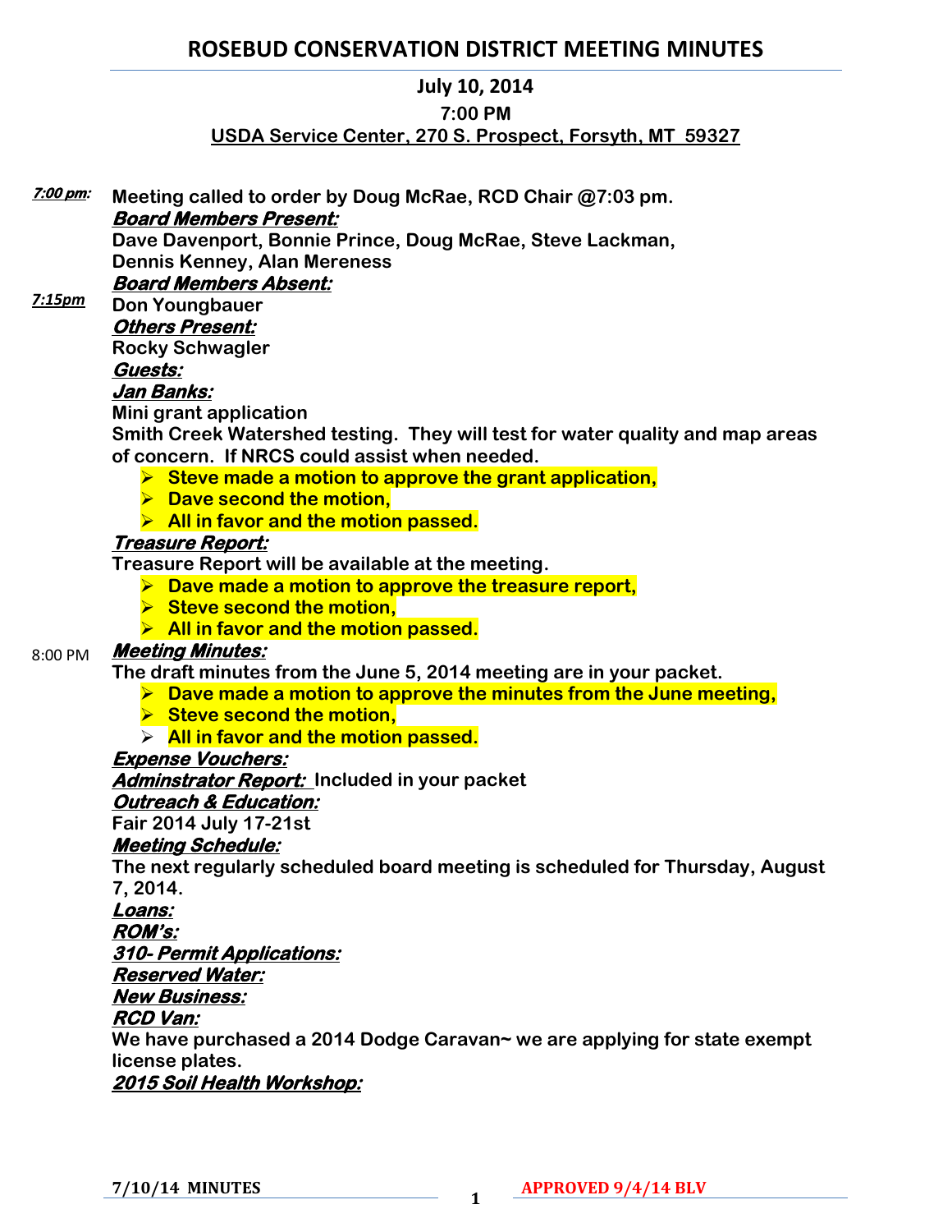# ROSEBUD CONSERVATION DISTRICT MEETING MINUTES

**July 10, 2014**

**7:00 PM**

**USDA Service Center, 270 S. Prospect, Forsyth, MT 59327**

***7:00 pm:*** **Meeting called to order by Doug McRae, RCD Chair @7:03 pm.**

***Board Members Present:***

**Dave Davenport, Bonnie Prince, Doug McRae, Steve Lackman, Dennis Kenney, Alan Mereness**

***Board Members Absent:***

***7:15pm*** **Don Youngbauer**

***Others Present:***

**Rocky Schwagler**

***Guests:***

***Jan Banks:***

**Mini grant application**

**Smith Creek Watershed testing. They will test for water quality and map areas of concern. If NRCS could assist when needed.**

- **Steve made a motion to approve the grant application,**
- **Dave second the motion,**
- **All in favor and the motion passed.**

***Treasure Report:***

**Treasure Report will be available at the meeting.**

- **Dave made a motion to approve the treasure report,**
- **Steve second the motion,**
- **All in favor and the motion passed.**

8:00 PM ***Meeting Minutes:***

**The draft minutes from the June 5, 2014 meeting are in your packet.**

- **Dave made a motion to approve the minutes from the June meeting,**
- **Steve second the motion,**
- **All in favor and the motion passed.**

***Expense Vouchers:***

***Adminstrator Report:*** **Included in your packet**

***Outreach & Education:***

**Fair 2014 July 17-21st**

***Meeting Schedule:***

**The next regularly scheduled board meeting is scheduled for Thursday, August 7, 2014.**

***Loans:***

***ROM's:***

***310- Permit Applications:***

***Reserved Water:***

***New Business:***

***RCD Van:***

**We have purchased a 2014 Dodge Caravan~ we are applying for state exempt license plates.**

***2015 Soil Health Workshop:***

**7/10/14 MINUTES** **APPROVED 9/4/14 BLV**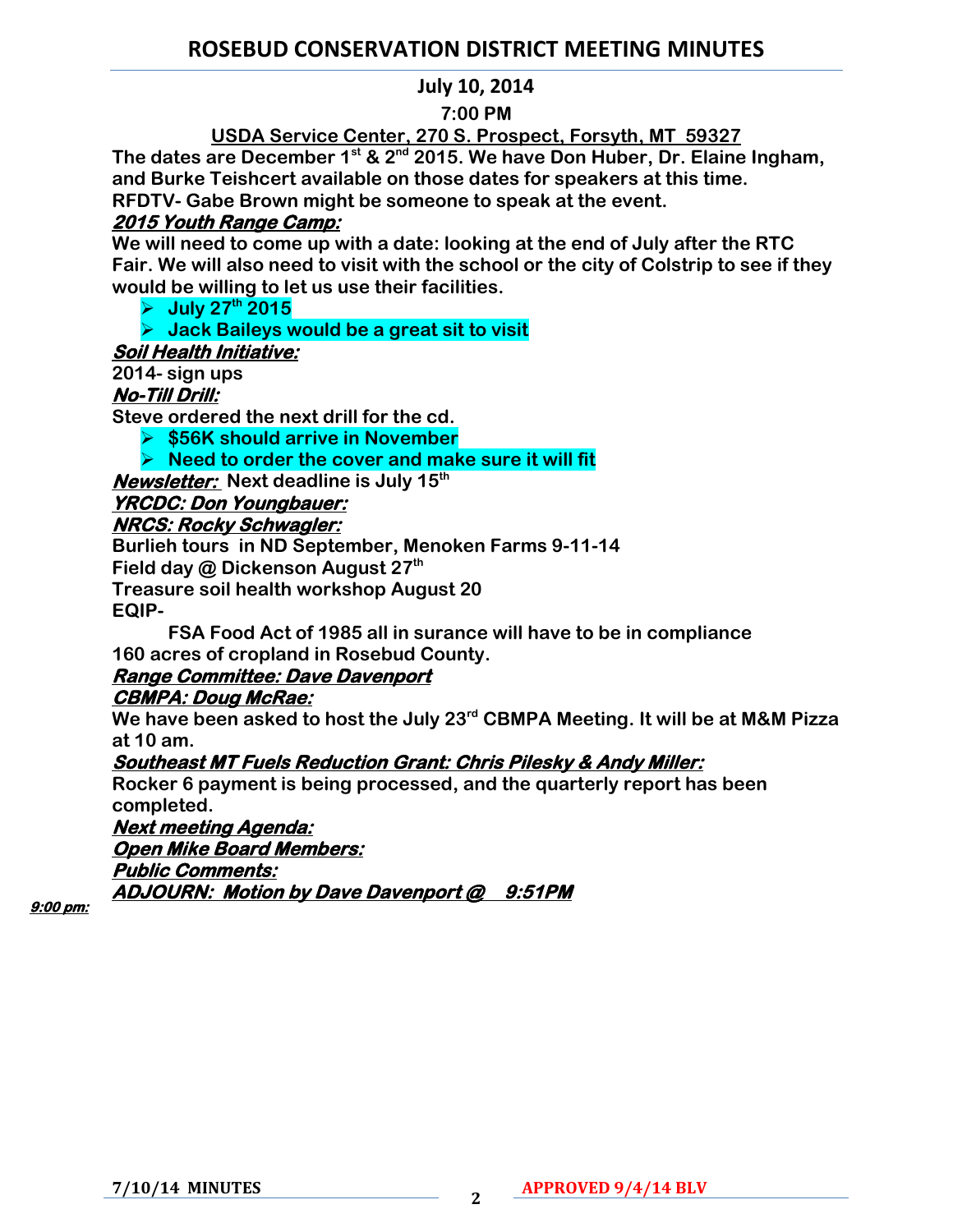# ROSEBUD CONSERVATION DISTRICT MEETING MINUTES

**July 10, 2014**

**7:00 PM**

**USDA Service Center, 270 S. Prospect, Forsyth, MT 59327**

**The dates are December 1st & 2nd 2015. We have Don Huber, Dr. Elaine Ingham, and Burke Teishcert available on those dates for speakers at this time.**

**RFDTV- Gabe Brown might be someone to speak at the event.**

***2015 Youth Range Camp:***

**We will need to come up with a date: looking at the end of July after the RTC Fair. We will also need to visit with the school or the city of Colstrip to see if they would be willing to let us use their facilities.**

- **July 27th 2015**
- **Jack Baileys would be a great sit to visit**

***Soil Health Initiative:***

**2014- sign ups**

***No-Till Drill:***

**Steve ordered the next drill for the cd.**

- **$56K should arrive in November**
- **Need to order the cover and make sure it will fit**

***Newsletter:*** **Next deadline is July 15th**

***YRCDC: Don Youngbauer:***

***NRCS: Rocky Schwagler:***

**Burlieh tours in ND September, Menoken Farms 9-11-14**

**Field day @ Dickenson August 27th**

**Treasure soil health workshop August 20**

**EQIP-**

**FSA Food Act of 1985 all in surance will have to be in compliance**

**160 acres of cropland in Rosebud County.**

***Range Committee: Dave Davenport***

***CBMPA: Doug McRae:***

**We have been asked to host the July 23rd CBMPA Meeting. It will be at M&M Pizza at 10 am.**

***Southeast MT Fuels Reduction Grant: Chris Pilesky & Andy Miller:***

**Rocker 6 payment is being processed, and the quarterly report has been completed.**

***Next meeting Agenda:***

***Open Mike Board Members:***

***Public Comments:***

***9:00 pm:*** ***ADJOURN: Motion by Dave Davenport @ 9:51PM***

**7/10/14 MINUTES** **APPROVED 9/4/14 BLV**